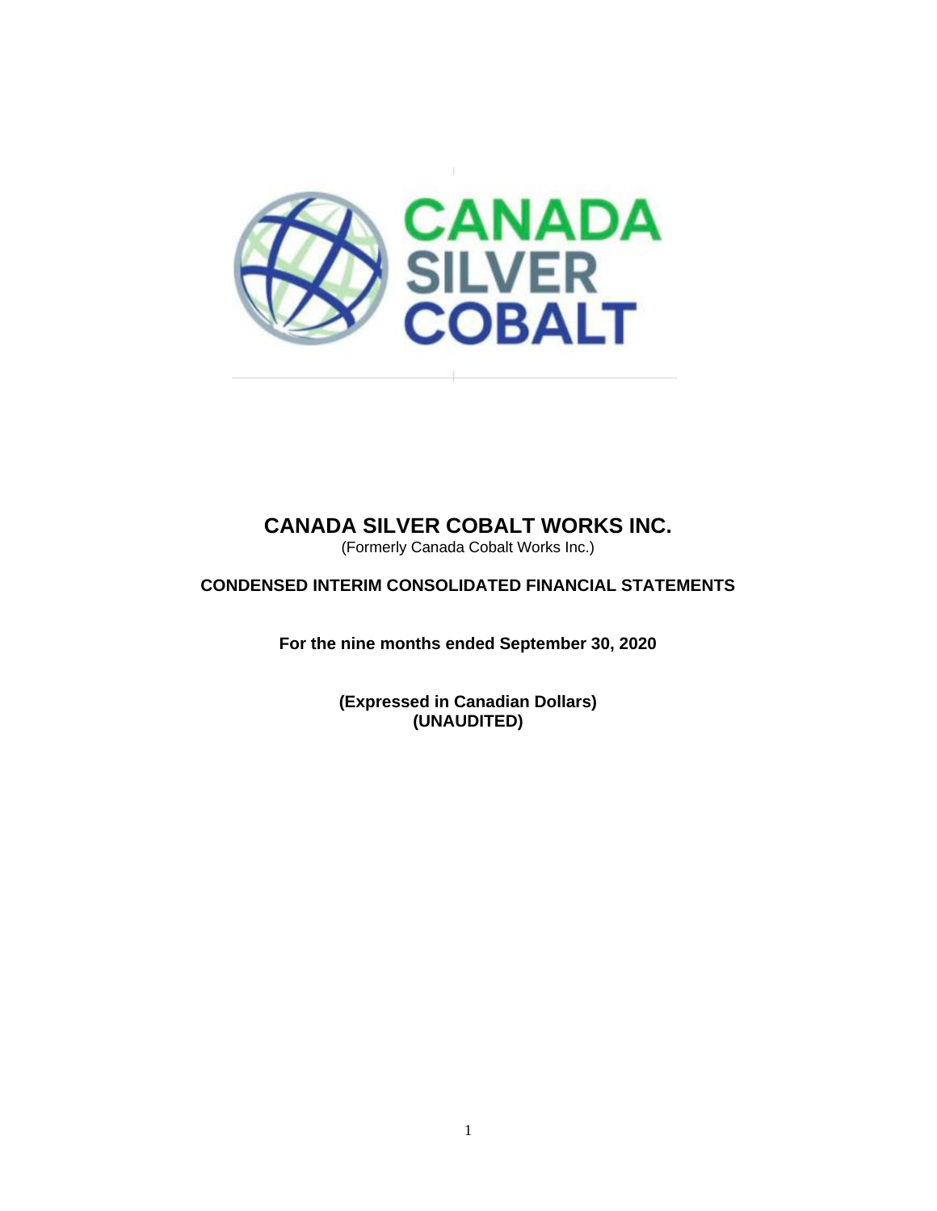# CANADA SILVER COBALT WORKS INC.

(Formerly Canada Cobalt Works Inc.)

**CONDENSED INTERIM CONSOLIDATED FINANCIAL STATEMENTS**

**For the nine months ended September 30, 2020**

**(Expressed in Canadian Dollars)**
**(UNAUDITED)**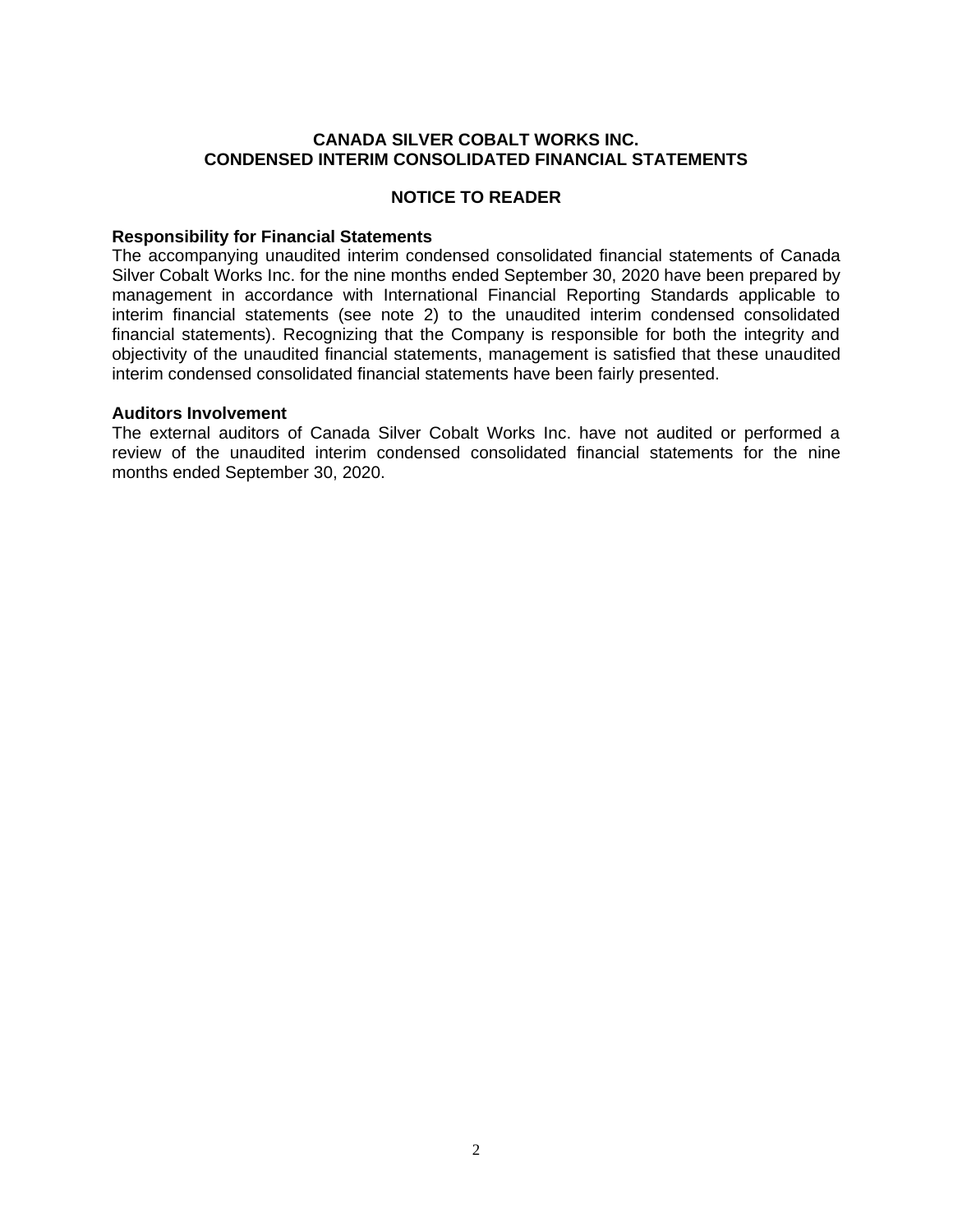# CANADA SILVER COBALT WORKS INC.
# CONDENSED INTERIM CONSOLIDATED FINANCIAL STATEMENTS

## NOTICE TO READER

### Responsibility for Financial Statements

The accompanying unaudited interim condensed consolidated financial statements of Canada Silver Cobalt Works Inc. for the nine months ended September 30, 2020 have been prepared by management in accordance with International Financial Reporting Standards applicable to interim financial statements (see note 2) to the unaudited interim condensed consolidated financial statements). Recognizing that the Company is responsible for both the integrity and objectivity of the unaudited financial statements, management is satisfied that these unaudited interim condensed consolidated financial statements have been fairly presented.

### Auditors Involvement

The external auditors of Canada Silver Cobalt Works Inc. have not audited or performed a review of the unaudited interim condensed consolidated financial statements for the nine months ended September 30, 2020.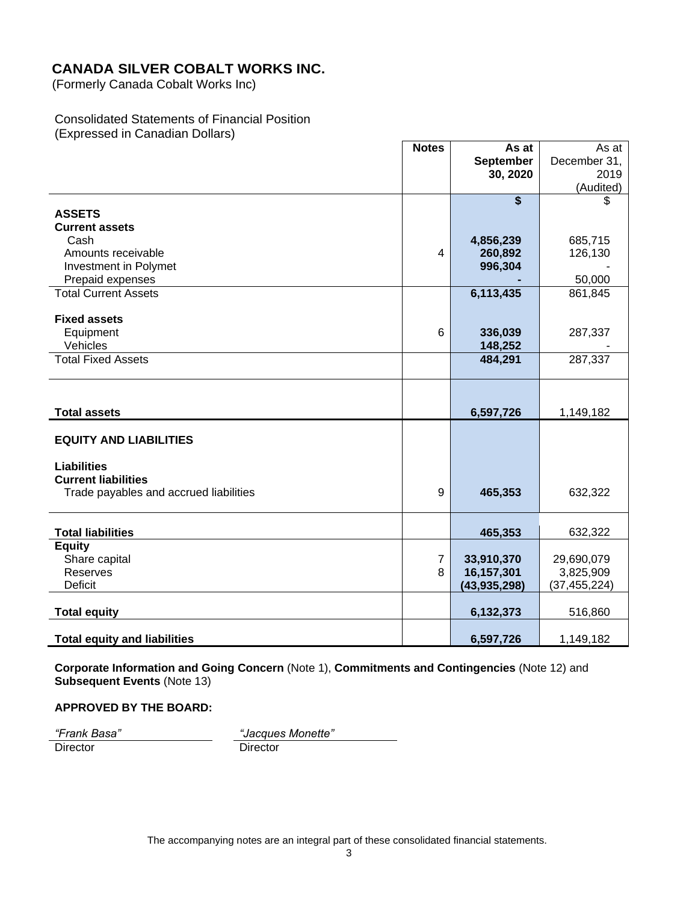# CANADA SILVER COBALT WORKS INC.

(Formerly Canada Cobalt Works Inc)

Consolidated Statements of Financial Position
(Expressed in Canadian Dollars)

| | Notes | As at September 30, 2020 | As at December 31, 2019 (Audited) |
|---|---|---|---|
| | | **$** | $ |
| **ASSETS** | | | |
| **Current assets** | | | |
| Cash | | **4,856,239** | 685,715 |
| Amounts receivable | 4 | **260,892** | 126,130 |
| Investment in Polymet | | **996,304** | - |
| Prepaid expenses | | **-** | 50,000 |
| Total Current Assets | | **6,113,435** | 861,845 |
| **Fixed assets** | | | |
| Equipment | 6 | **336,039** | 287,337 |
| Vehicles | | **148,252** | - |
| Total Fixed Assets | | **484,291** | 287,337 |
| **Total assets** | | **6,597,726** | 1,149,182 |
| **EQUITY AND LIABILITIES** | | | |
| **Liabilities** | | | |
| **Current liabilities** | | | |
| Trade payables and accrued liabilities | 9 | **465,353** | 632,322 |
| **Total liabilities** | | **465,353** | 632,322 |
| **Equity** | | | |
| Share capital | 7 | **33,910,370** | 29,690,079 |
| Reserves | 8 | **16,157,301** | 3,825,909 |
| Deficit | | **(43,935,298)** | (37,455,224) |
| **Total equity** | | **6,132,373** | 516,860 |
| **Total equity and liabilities** | | **6,597,726** | 1,149,182 |

**Corporate Information and Going Concern** (Note 1), **Commitments and Contingencies** (Note 12) and **Subsequent Events** (Note 13)

**APPROVED BY THE BOARD:**

*"Frank Basa"*
Director

*"Jacques Monette"*
Director

The accompanying notes are an integral part of these consolidated financial statements.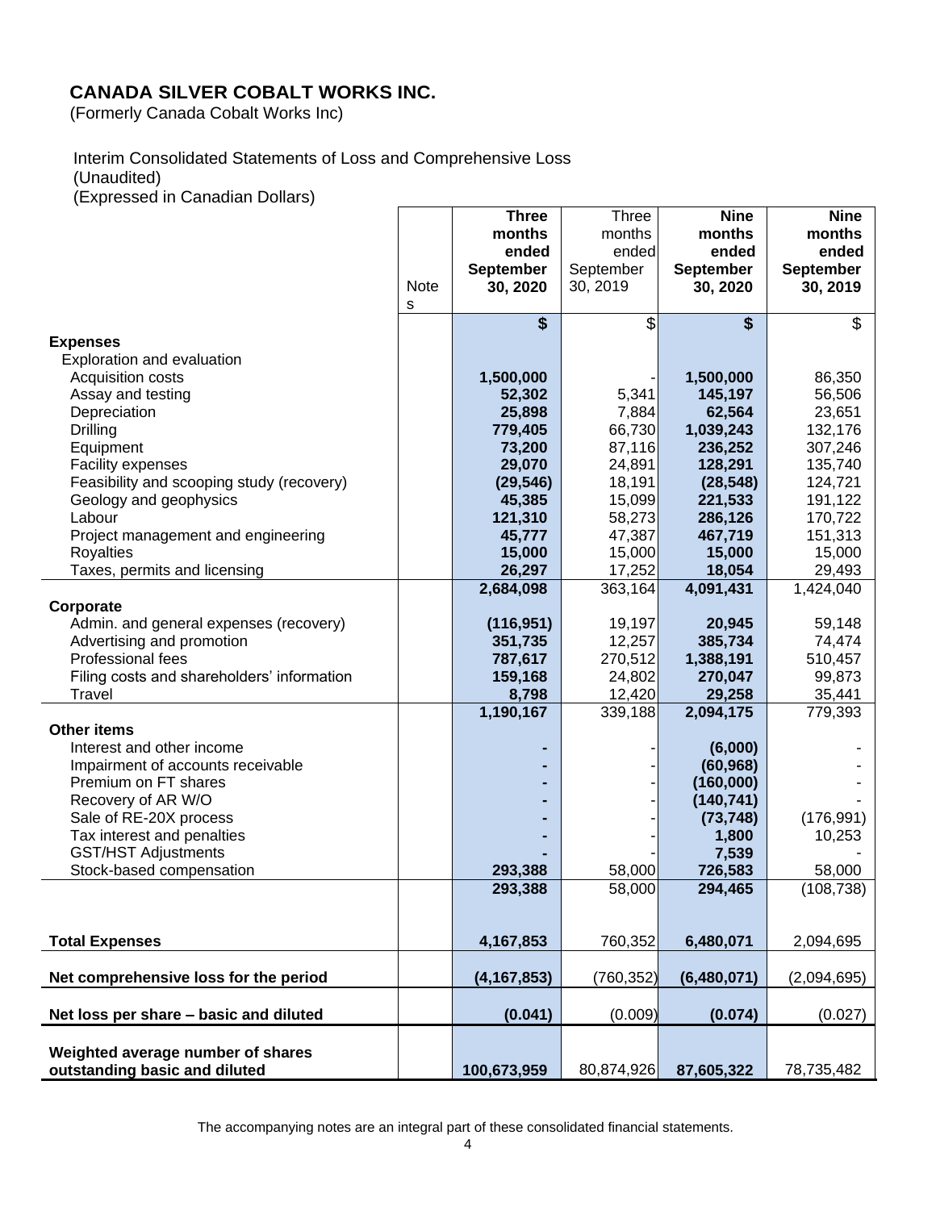# CANADA SILVER COBALT WORKS INC.

(Formerly Canada Cobalt Works Inc)

Interim Consolidated Statements of Loss and Comprehensive Loss
(Unaudited)
(Expressed in Canadian Dollars)

| | Notes | **Three months ended September 30, 2020** | Three months ended September 30, 2019 | **Nine months ended September 30, 2020** | **Nine months ended September 30, 2019** |
|---|---|---|---|---|---|
| | | **$** | $ | **$** | $ |
| **Expenses** | | | | | |
| Exploration and evaluation | | | | | |
| Acquisition costs | | **1,500,000** | - | **1,500,000** | 86,350 |
| Assay and testing | | **52,302** | 5,341 | **145,197** | 56,506 |
| Depreciation | | **25,898** | 7,884 | **62,564** | 23,651 |
| Drilling | | **779,405** | 66,730 | **1,039,243** | 132,176 |
| Equipment | | **73,200** | 87,116 | **236,252** | 307,246 |
| Facility expenses | | **29,070** | 24,891 | **128,291** | 135,740 |
| Feasibility and scooping study (recovery) | | **(29,546)** | 18,191 | **(28,548)** | 124,721 |
| Geology and geophysics | | **45,385** | 15,099 | **221,533** | 191,122 |
| Labour | | **121,310** | 58,273 | **286,126** | 170,722 |
| Project management and engineering | | **45,777** | 47,387 | **467,719** | 151,313 |
| Royalties | | **15,000** | 15,000 | **15,000** | 15,000 |
| Taxes, permits and licensing | | **26,297** | 17,252 | **18,054** | 29,493 |
| | | **2,684,098** | 363,164 | **4,091,431** | 1,424,040 |
| **Corporate** | | | | | |
| Admin. and general expenses (recovery) | | **(116,951)** | 19,197 | **20,945** | 59,148 |
| Advertising and promotion | | **351,735** | 12,257 | **385,734** | 74,474 |
| Professional fees | | **787,617** | 270,512 | **1,388,191** | 510,457 |
| Filing costs and shareholders' information | | **159,168** | 24,802 | **270,047** | 99,873 |
| Travel | | **8,798** | 12,420 | **29,258** | 35,441 |
| | | **1,190,167** | 339,188 | **2,094,175** | 779,393 |
| **Other items** | | | | | |
| Interest and other income | | **-** | - | **(6,000)** | - |
| Impairment of accounts receivable | | **-** | - | **(60,968)** | - |
| Premium on FT shares | | **-** | - | **(160,000)** | - |
| Recovery of AR W/O | | **-** | - | **(140,741)** | - |
| Sale of RE-20X process | | **-** | - | **(73,748)** | (176,991) |
| Tax interest and penalties | | **-** | - | **1,800** | 10,253 |
| GST/HST Adjustments | | **-** | - | **7,539** | - |
| Stock-based compensation | | **293,388** | 58,000 | **726,583** | 58,000 |
| | | **293,388** | 58,000 | **294,465** | (108,738) |
| **Total Expenses** | | **4,167,853** | 760,352 | **6,480,071** | 2,094,695 |
| **Net comprehensive loss for the period** | | **(4,167,853)** | (760,352) | **(6,480,071)** | (2,094,695) |
| **Net loss per share – basic and diluted** | | **(0.041)** | (0.009) | **(0.074)** | (0.027) |
| **Weighted average number of shares outstanding basic and diluted** | | **100,673,959** | 80,874,926 | **87,605,322** | 78,735,482 |

The accompanying notes are an integral part of these consolidated financial statements.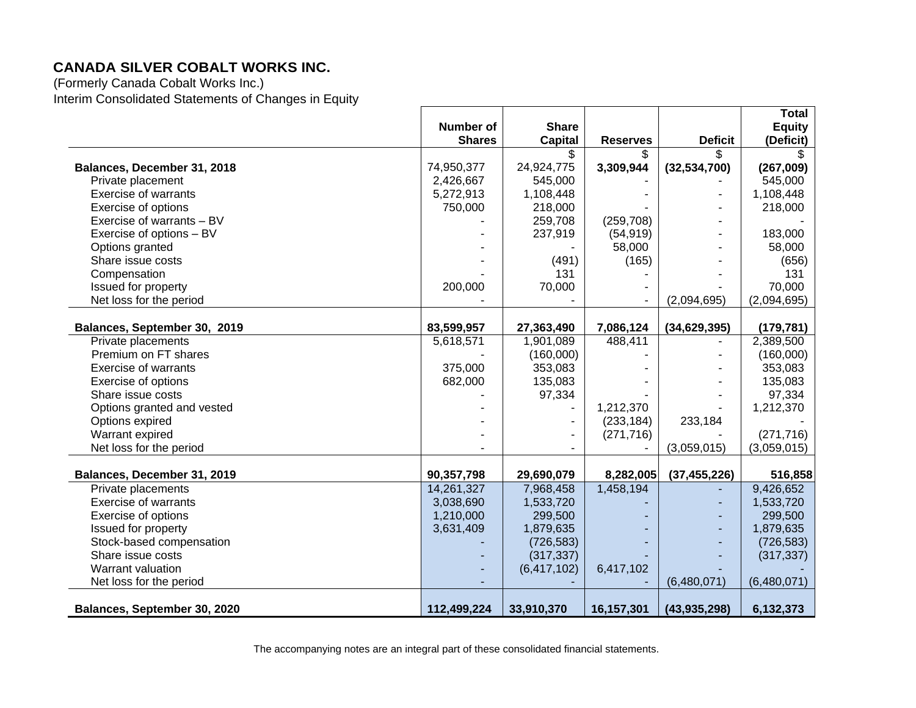# CANADA SILVER COBALT WORKS INC.

(Formerly Canada Cobalt Works Inc.)

Interim Consolidated Statements of Changes in Equity

| | Number of Shares | Share Capital | Reserves | Deficit | Total Equity (Deficit) |
|---|---|---|---|---|---|
| | | $ | $ | $ | $ |
| **Balances, December 31, 2018** | 74,950,377 | 24,924,775 | **3,309,944** | **(32,534,700)** | **(267,009)** |
| Private placement | 2,426,667 | 545,000 | - | - | 545,000 |
| Exercise of warrants | 5,272,913 | 1,108,448 | - | - | 1,108,448 |
| Exercise of options | 750,000 | 218,000 | - | - | 218,000 |
| Exercise of warrants – BV | - | 259,708 | (259,708) | - | - |
| Exercise of options – BV | - | 237,919 | (54,919) | - | 183,000 |
| Options granted | - | - | 58,000 | - | 58,000 |
| Share issue costs | - | (491) | (165) | - | (656) |
| Compensation | - | 131 | - | - | 131 |
| Issued for property | 200,000 | 70,000 | - | - | 70,000 |
| Net loss for the period | - | - | - | (2,094,695) | (2,094,695) |
| **Balances, September 30, 2019** | **83,599,957** | **27,363,490** | **7,086,124** | **(34,629,395)** | **(179,781)** |
| Private placements | 5,618,571 | 1,901,089 | 488,411 | - | 2,389,500 |
| Premium on FT shares | - | (160,000) | - | - | (160,000) |
| Exercise of warrants | 375,000 | 353,083 | - | - | 353,083 |
| Exercise of options | 682,000 | 135,083 | - | - | 135,083 |
| Share issue costs | - | 97,334 | - | - | 97,334 |
| Options granted and vested | - | - | 1,212,370 | - | 1,212,370 |
| Options expired | - | - | (233,184) | 233,184 | - |
| Warrant expired | - | - | (271,716) | - | (271,716) |
| Net loss for the period | - | - | - | (3,059,015) | (3,059,015) |
| **Balances, December 31, 2019** | **90,357,798** | **29,690,079** | **8,282,005** | **(37,455,226)** | **516,858** |
| Private placements | 14,261,327 | 7,968,458 | 1,458,194 | - | 9,426,652 |
| Exercise of warrants | 3,038,690 | 1,533,720 | - | - | 1,533,720 |
| Exercise of options | 1,210,000 | 299,500 | - | - | 299,500 |
| Issued for property | 3,631,409 | 1,879,635 | - | - | 1,879,635 |
| Stock-based compensation | - | (726,583) | - | - | (726,583) |
| Share issue costs | - | (317,337) | - | - | (317,337) |
| Warrant valuation | - | (6,417,102) | 6,417,102 | - | - |
| Net loss for the period | - | - | - | (6,480,071) | (6,480,071) |
| **Balances, September 30, 2020** | **112,499,224** | **33,910,370** | **16,157,301** | **(43,935,298)** | **6,132,373** |

The accompanying notes are an integral part of these consolidated financial statements.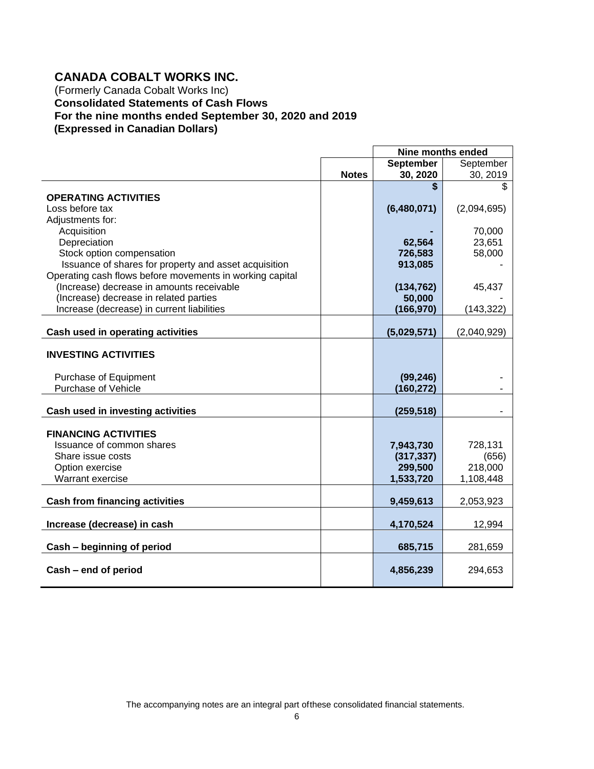# CANADA COBALT WORKS INC.

(Formerly Canada Cobalt Works Inc)

**Consolidated Statements of Cash Flows**

**For the nine months ended September 30, 2020 and 2019**

**(Expressed in Canadian Dollars)**

| | | Nine months ended | |
|---|---|---|---|
| | **Notes** | **September 30, 2020** | September 30, 2019 |
| | | **$** | $ |
| **OPERATING ACTIVITIES** | | | |
| Loss before tax | | **(6,480,071)** | (2,094,695) |
| Adjustments for: | | | |
| Acquisition | | **-** | 70,000 |
| Depreciation | | **62,564** | 23,651 |
| Stock option compensation | | **726,583** | 58,000 |
| Issuance of shares for property and asset acquisition | | **913,085** | - |
| Operating cash flows before movements in working capital | | | |
| (Increase) decrease in amounts receivable | | **(134,762)** | 45,437 |
| (Increase) decrease in related parties | | **50,000** | - |
| Increase (decrease) in current liabilities | | **(166,970)** | (143,322) |
| **Cash used in operating activities** | | **(5,029,571)** | (2,040,929) |
| **INVESTING ACTIVITIES** | | | |
| Purchase of Equipment | | **(99,246)** | - |
| Purchase of Vehicle | | **(160,272)** | - |
| **Cash used in investing activities** | | **(259,518)** | - |
| **FINANCING ACTIVITIES** | | | |
| Issuance of common shares | | **7,943,730** | 728,131 |
| Share issue costs | | **(317,337)** | (656) |
| Option exercise | | **299,500** | 218,000 |
| Warrant exercise | | **1,533,720** | 1,108,448 |
| **Cash from financing activities** | | **9,459,613** | 2,053,923 |
| **Increase (decrease) in cash** | | **4,170,524** | 12,994 |
| **Cash – beginning of period** | | **685,715** | 281,659 |
| **Cash – end of period** | | **4,856,239** | 294,653 |

The accompanying notes are an integral part of these consolidated financial statements.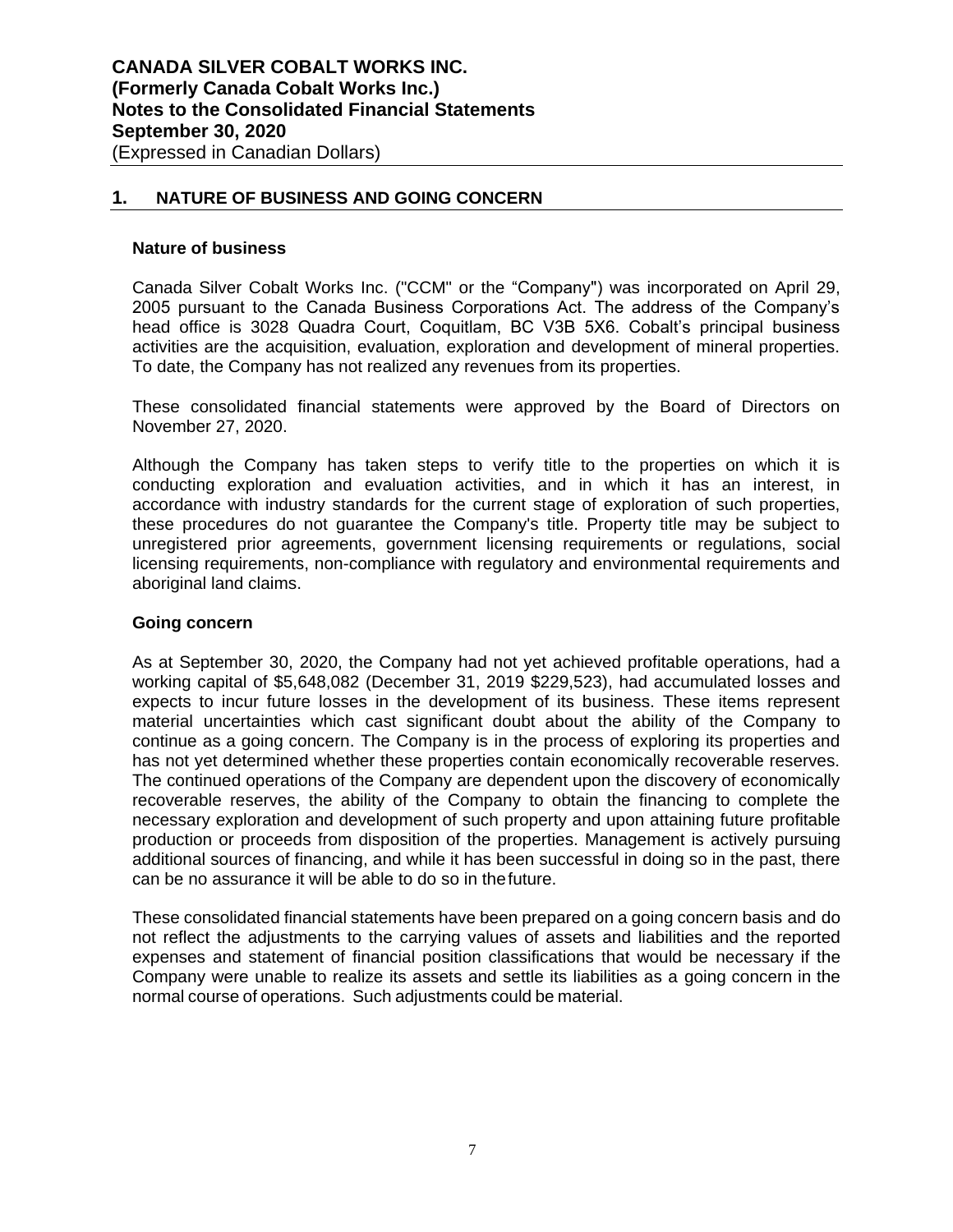## 1. NATURE OF BUSINESS AND GOING CONCERN

### Nature of business

Canada Silver Cobalt Works Inc. ("CCM" or the "Company") was incorporated on April 29, 2005 pursuant to the Canada Business Corporations Act. The address of the Company's head office is 3028 Quadra Court, Coquitlam, BC V3B 5X6. Cobalt's principal business activities are the acquisition, evaluation, exploration and development of mineral properties. To date, the Company has not realized any revenues from its properties.

These consolidated financial statements were approved by the Board of Directors on November 27, 2020.

Although the Company has taken steps to verify title to the properties on which it is conducting exploration and evaluation activities, and in which it has an interest, in accordance with industry standards for the current stage of exploration of such properties, these procedures do not guarantee the Company's title. Property title may be subject to unregistered prior agreements, government licensing requirements or regulations, social licensing requirements, non-compliance with regulatory and environmental requirements and aboriginal land claims.

### Going concern

As at September 30, 2020, the Company had not yet achieved profitable operations, had a working capital of $5,648,082 (December 31, 2019 $229,523), had accumulated losses and expects to incur future losses in the development of its business. These items represent material uncertainties which cast significant doubt about the ability of the Company to continue as a going concern. The Company is in the process of exploring its properties and has not yet determined whether these properties contain economically recoverable reserves. The continued operations of the Company are dependent upon the discovery of economically recoverable reserves, the ability of the Company to obtain the financing to complete the necessary exploration and development of such property and upon attaining future profitable production or proceeds from disposition of the properties. Management is actively pursuing additional sources of financing, and while it has been successful in doing so in the past, there can be no assurance it will be able to do so in the future.

These consolidated financial statements have been prepared on a going concern basis and do not reflect the adjustments to the carrying values of assets and liabilities and the reported expenses and statement of financial position classifications that would be necessary if the Company were unable to realize its assets and settle its liabilities as a going concern in the normal course of operations. Such adjustments could be material.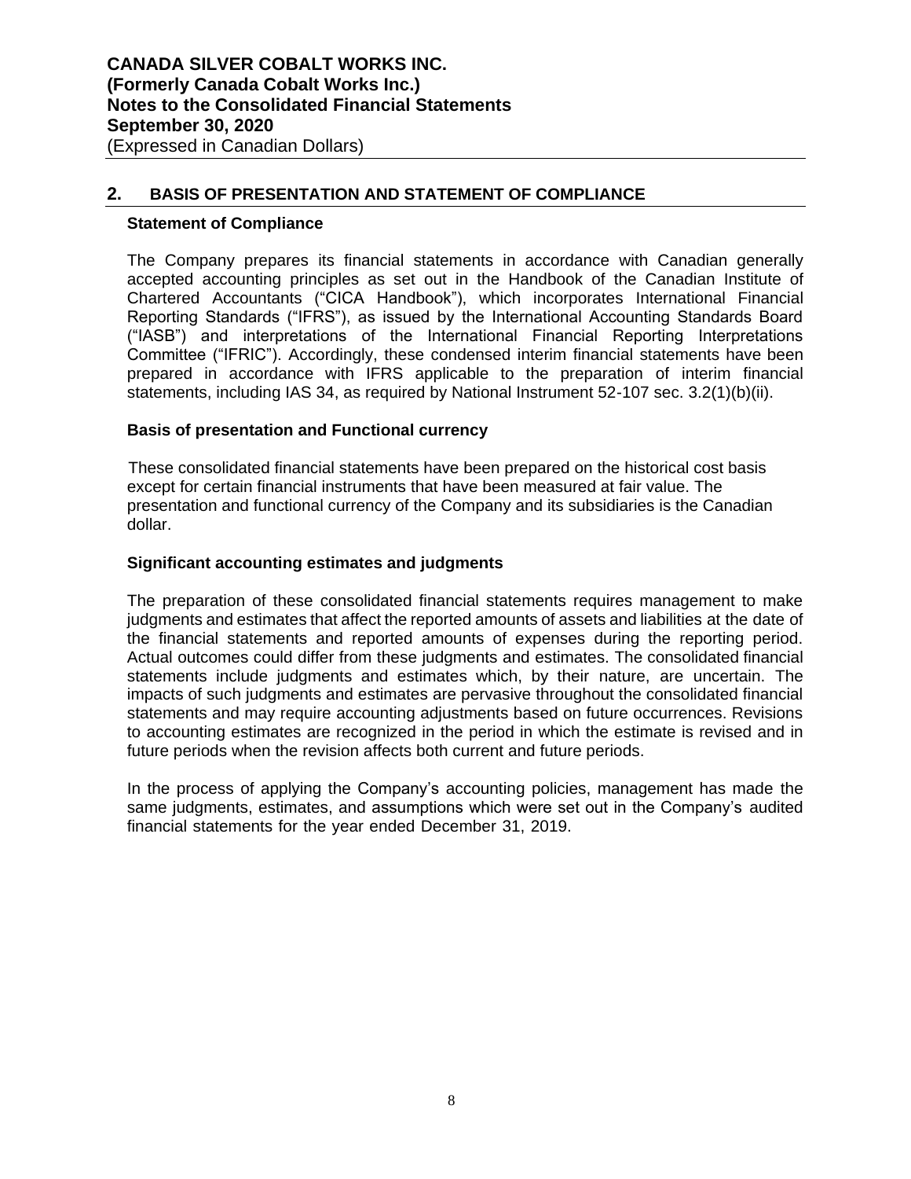## 2. BASIS OF PRESENTATION AND STATEMENT OF COMPLIANCE

### Statement of Compliance

The Company prepares its financial statements in accordance with Canadian generally accepted accounting principles as set out in the Handbook of the Canadian Institute of Chartered Accountants ("CICA Handbook"), which incorporates International Financial Reporting Standards ("IFRS"), as issued by the International Accounting Standards Board ("IASB") and interpretations of the International Financial Reporting Interpretations Committee ("IFRIC"). Accordingly, these condensed interim financial statements have been prepared in accordance with IFRS applicable to the preparation of interim financial statements, including IAS 34, as required by National Instrument 52-107 sec. 3.2(1)(b)(ii).

### Basis of presentation and Functional currency

These consolidated financial statements have been prepared on the historical cost basis except for certain financial instruments that have been measured at fair value. The presentation and functional currency of the Company and its subsidiaries is the Canadian dollar.

### Significant accounting estimates and judgments

The preparation of these consolidated financial statements requires management to make judgments and estimates that affect the reported amounts of assets and liabilities at the date of the financial statements and reported amounts of expenses during the reporting period. Actual outcomes could differ from these judgments and estimates. The consolidated financial statements include judgments and estimates which, by their nature, are uncertain. The impacts of such judgments and estimates are pervasive throughout the consolidated financial statements and may require accounting adjustments based on future occurrences. Revisions to accounting estimates are recognized in the period in which the estimate is revised and in future periods when the revision affects both current and future periods.

In the process of applying the Company's accounting policies, management has made the same judgments, estimates, and assumptions which were set out in the Company's audited financial statements for the year ended December 31, 2019.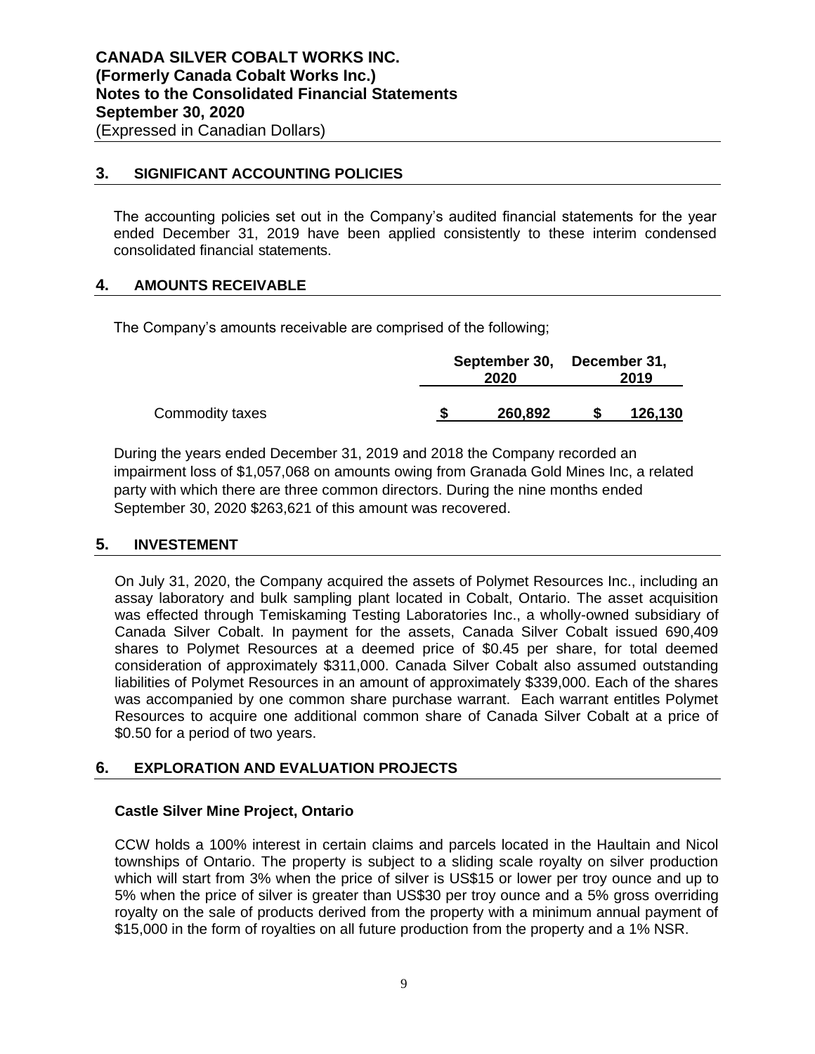## 3. SIGNIFICANT ACCOUNTING POLICIES

The accounting policies set out in the Company's audited financial statements for the year ended December 31, 2019 have been applied consistently to these interim condensed consolidated financial statements.

## 4. AMOUNTS RECEIVABLE

The Company's amounts receivable are comprised of the following;

| | September 30, 2020 | December 31, 2019 |
|---|---|---|
| Commodity taxes | $ 260,892 | $ 126,130 |

During the years ended December 31, 2019 and 2018 the Company recorded an impairment loss of $1,057,068 on amounts owing from Granada Gold Mines Inc, a related party with which there are three common directors. During the nine months ended September 30, 2020 $263,621 of this amount was recovered.

## 5. INVESTEMENT

On July 31, 2020, the Company acquired the assets of Polymet Resources Inc., including an assay laboratory and bulk sampling plant located in Cobalt, Ontario. The asset acquisition was effected through Temiskaming Testing Laboratories Inc., a wholly-owned subsidiary of Canada Silver Cobalt. In payment for the assets, Canada Silver Cobalt issued 690,409 shares to Polymet Resources at a deemed price of $0.45 per share, for total deemed consideration of approximately $311,000. Canada Silver Cobalt also assumed outstanding liabilities of Polymet Resources in an amount of approximately $339,000. Each of the shares was accompanied by one common share purchase warrant. Each warrant entitles Polymet Resources to acquire one additional common share of Canada Silver Cobalt at a price of $0.50 for a period of two years.

## 6. EXPLORATION AND EVALUATION PROJECTS

### Castle Silver Mine Project, Ontario

CCW holds a 100% interest in certain claims and parcels located in the Haultain and Nicol townships of Ontario. The property is subject to a sliding scale royalty on silver production which will start from 3% when the price of silver is US$15 or lower per troy ounce and up to 5% when the price of silver is greater than US$30 per troy ounce and a 5% gross overriding royalty on the sale of products derived from the property with a minimum annual payment of $15,000 in the form of royalties on all future production from the property and a 1% NSR.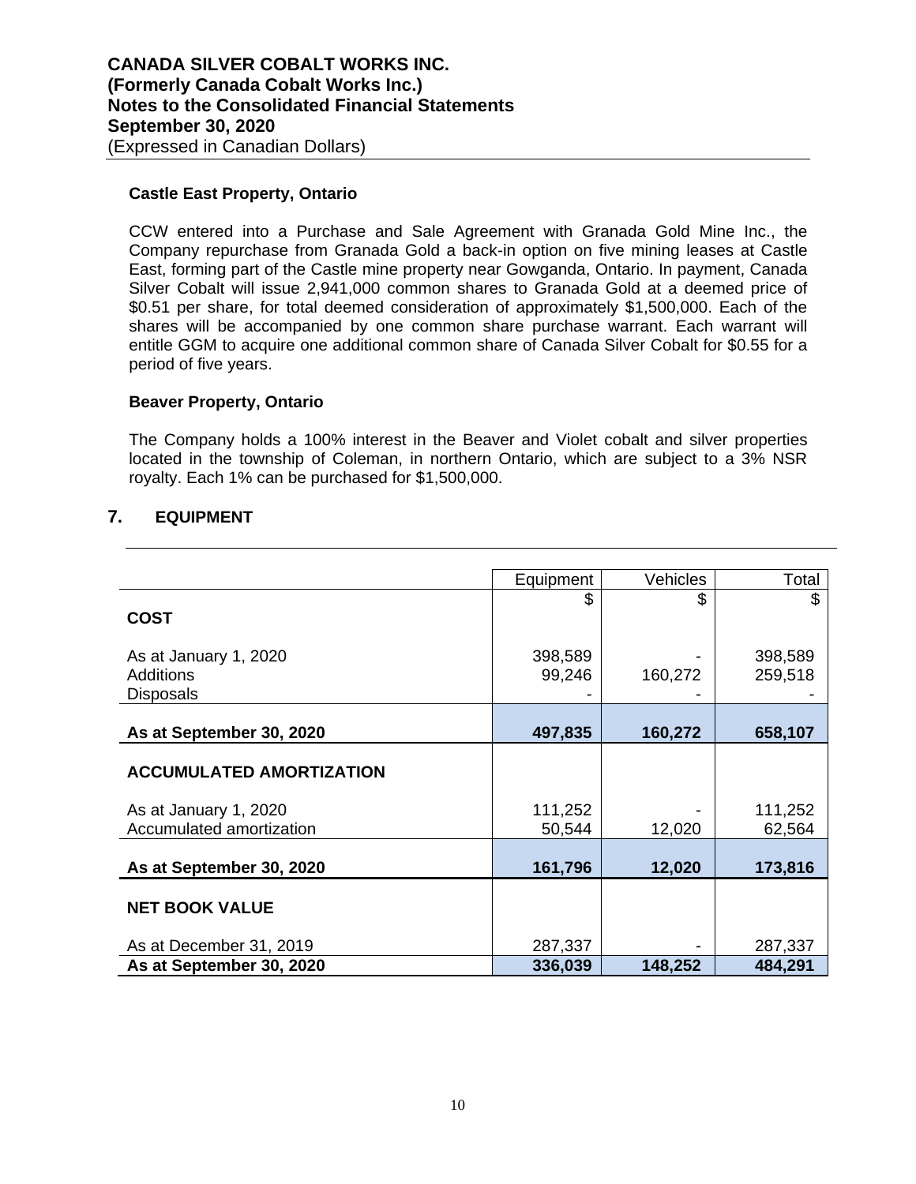### Castle East Property, Ontario

CCW entered into a Purchase and Sale Agreement with Granada Gold Mine Inc., the Company repurchase from Granada Gold a back-in option on five mining leases at Castle East, forming part of the Castle mine property near Gowganda, Ontario. In payment, Canada Silver Cobalt will issue 2,941,000 common shares to Granada Gold at a deemed price of $0.51 per share, for total deemed consideration of approximately $1,500,000. Each of the shares will be accompanied by one common share purchase warrant. Each warrant will entitle GGM to acquire one additional common share of Canada Silver Cobalt for $0.55 for a period of five years.

### Beaver Property, Ontario

The Company holds a 100% interest in the Beaver and Violet cobalt and silver properties located in the township of Coleman, in northern Ontario, which are subject to a 3% NSR royalty. Each 1% can be purchased for $1,500,000.

## 7. EQUIPMENT

| | Equipment | Vehicles | Total |
|---|---|---|---|
| | $ | $ | $ |
| **COST** | | | |
| As at January 1, 2020 | 398,589 | - | 398,589 |
| Additions | 99,246 | 160,272 | 259,518 |
| Disposals | - | - | - |
| **As at September 30, 2020** | **497,835** | **160,272** | **658,107** |
| **ACCUMULATED AMORTIZATION** | | | |
| As at January 1, 2020 | 111,252 | - | 111,252 |
| Accumulated amortization | 50,544 | 12,020 | 62,564 |
| **As at September 30, 2020** | **161,796** | **12,020** | **173,816** |
| **NET BOOK VALUE** | | | |
| As at December 31, 2019 | 287,337 | - | 287,337 |
| **As at September 30, 2020** | **336,039** | **148,252** | **484,291** |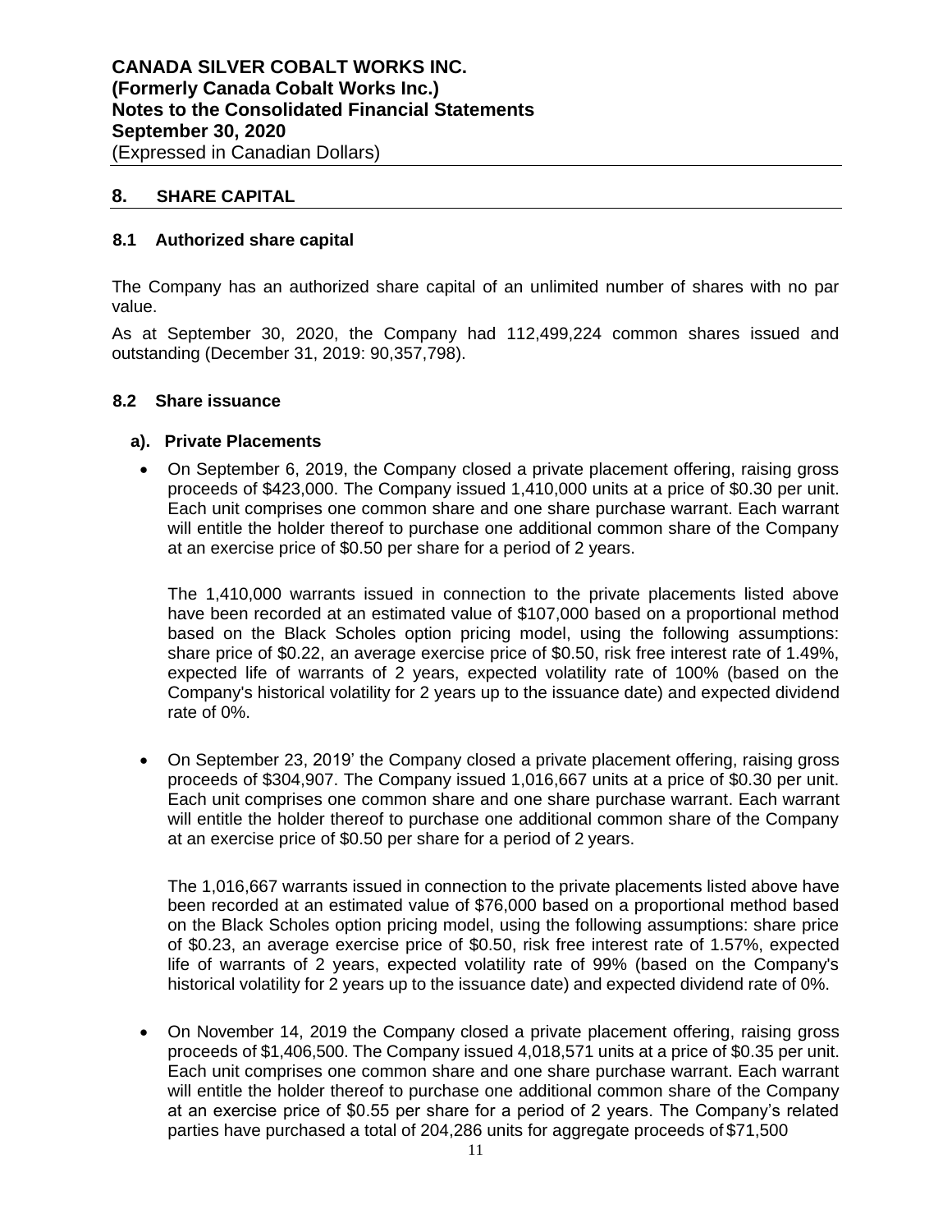## 8. SHARE CAPITAL

### 8.1 Authorized share capital

The Company has an authorized share capital of an unlimited number of shares with no par value.

As at September 30, 2020, the Company had 112,499,224 common shares issued and outstanding (December 31, 2019: 90,357,798).

### 8.2 Share issuance

#### a). Private Placements

- On September 6, 2019, the Company closed a private placement offering, raising gross proceeds of $423,000. The Company issued 1,410,000 units at a price of $0.30 per unit. Each unit comprises one common share and one share purchase warrant. Each warrant will entitle the holder thereof to purchase one additional common share of the Company at an exercise price of $0.50 per share for a period of 2 years.

  The 1,410,000 warrants issued in connection to the private placements listed above have been recorded at an estimated value of $107,000 based on a proportional method based on the Black Scholes option pricing model, using the following assumptions: share price of $0.22, an average exercise price of $0.50, risk free interest rate of 1.49%, expected life of warrants of 2 years, expected volatility rate of 100% (based on the Company's historical volatility for 2 years up to the issuance date) and expected dividend rate of 0%.

- On September 23, 2019' the Company closed a private placement offering, raising gross proceeds of $304,907. The Company issued 1,016,667 units at a price of $0.30 per unit. Each unit comprises one common share and one share purchase warrant. Each warrant will entitle the holder thereof to purchase one additional common share of the Company at an exercise price of $0.50 per share for a period of 2 years.

  The 1,016,667 warrants issued in connection to the private placements listed above have been recorded at an estimated value of $76,000 based on a proportional method based on the Black Scholes option pricing model, using the following assumptions: share price of $0.23, an average exercise price of $0.50, risk free interest rate of 1.57%, expected life of warrants of 2 years, expected volatility rate of 99% (based on the Company's historical volatility for 2 years up to the issuance date) and expected dividend rate of 0%.

- On November 14, 2019 the Company closed a private placement offering, raising gross proceeds of $1,406,500. The Company issued 4,018,571 units at a price of $0.35 per unit. Each unit comprises one common share and one share purchase warrant. Each warrant will entitle the holder thereof to purchase one additional common share of the Company at an exercise price of $0.55 per share for a period of 2 years. The Company's related parties have purchased a total of 204,286 units for aggregate proceeds of $71,500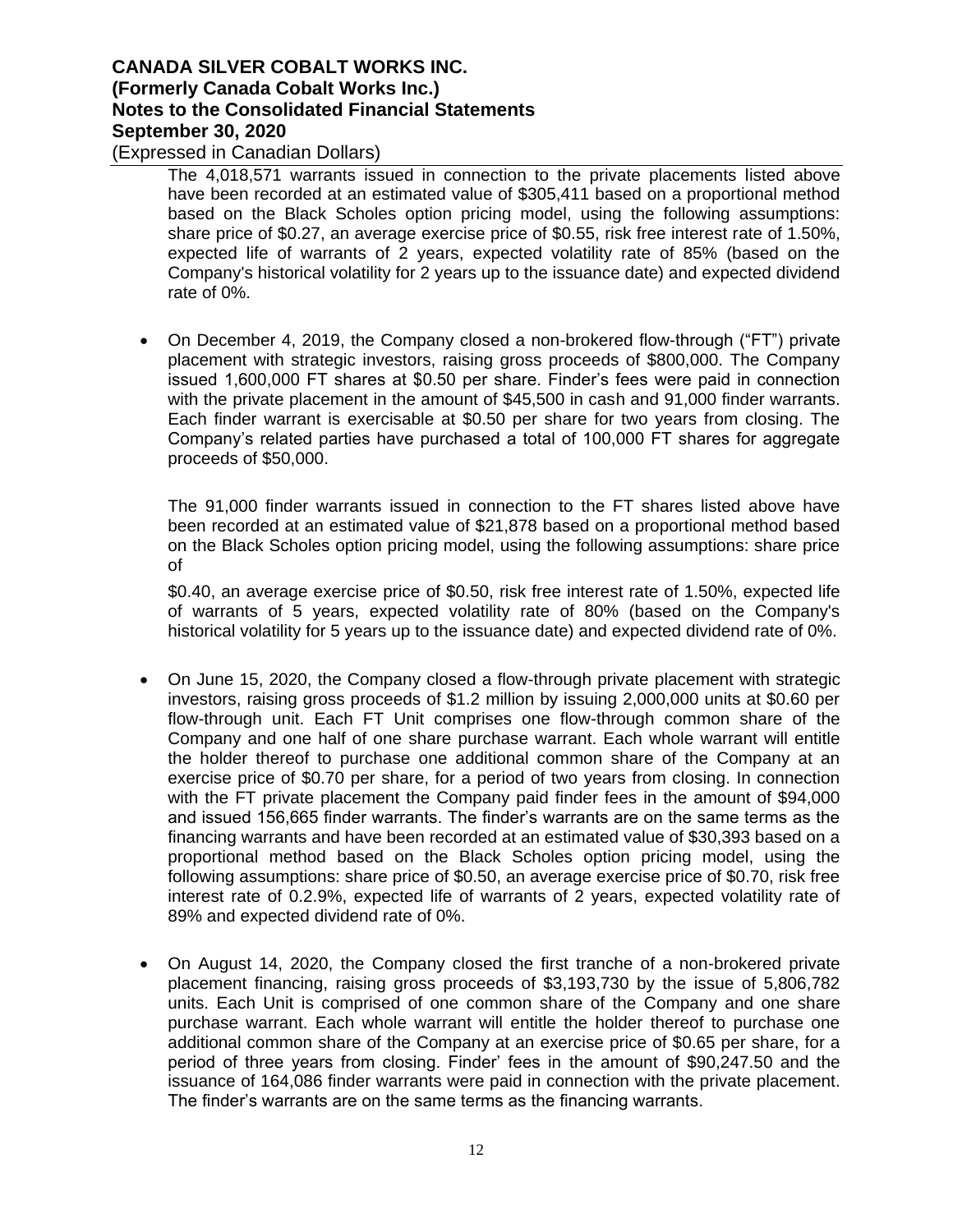The 4,018,571 warrants issued in connection to the private placements listed above have been recorded at an estimated value of $305,411 based on a proportional method based on the Black Scholes option pricing model, using the following assumptions: share price of $0.27, an average exercise price of $0.55, risk free interest rate of 1.50%, expected life of warrants of 2 years, expected volatility rate of 85% (based on the Company's historical volatility for 2 years up to the issuance date) and expected dividend rate of 0%.

- On December 4, 2019, the Company closed a non-brokered flow-through ("FT") private placement with strategic investors, raising gross proceeds of $800,000. The Company issued 1,600,000 FT shares at $0.50 per share. Finder's fees were paid in connection with the private placement in the amount of $45,500 in cash and 91,000 finder warrants. Each finder warrant is exercisable at $0.50 per share for two years from closing. The Company's related parties have purchased a total of 100,000 FT shares for aggregate proceeds of $50,000.

  The 91,000 finder warrants issued in connection to the FT shares listed above have been recorded at an estimated value of $21,878 based on a proportional method based on the Black Scholes option pricing model, using the following assumptions: share price of

  $0.40, an average exercise price of $0.50, risk free interest rate of 1.50%, expected life of warrants of 5 years, expected volatility rate of 80% (based on the Company's historical volatility for 5 years up to the issuance date) and expected dividend rate of 0%.

- On June 15, 2020, the Company closed a flow-through private placement with strategic investors, raising gross proceeds of $1.2 million by issuing 2,000,000 units at $0.60 per flow-through unit. Each FT Unit comprises one flow-through common share of the Company and one half of one share purchase warrant. Each whole warrant will entitle the holder thereof to purchase one additional common share of the Company at an exercise price of $0.70 per share, for a period of two years from closing. In connection with the FT private placement the Company paid finder fees in the amount of $94,000 and issued 156,665 finder warrants. The finder's warrants are on the same terms as the financing warrants and have been recorded at an estimated value of $30,393 based on a proportional method based on the Black Scholes option pricing model, using the following assumptions: share price of $0.50, an average exercise price of $0.70, risk free interest rate of 0.2.9%, expected life of warrants of 2 years, expected volatility rate of 89% and expected dividend rate of 0%.

- On August 14, 2020, the Company closed the first tranche of a non-brokered private placement financing, raising gross proceeds of $3,193,730 by the issue of 5,806,782 units. Each Unit is comprised of one common share of the Company and one share purchase warrant. Each whole warrant will entitle the holder thereof to purchase one additional common share of the Company at an exercise price of $0.65 per share, for a period of three years from closing. Finder' fees in the amount of $90,247.50 and the issuance of 164,086 finder warrants were paid in connection with the private placement. The finder's warrants are on the same terms as the financing warrants.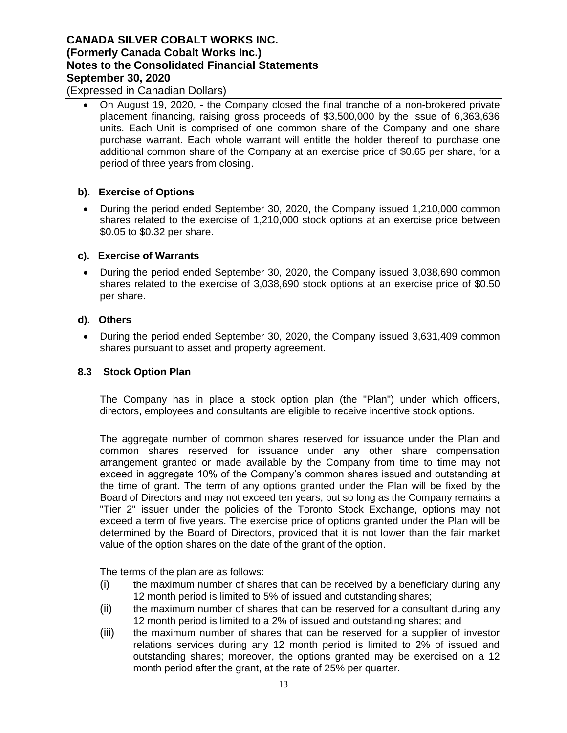- On August 19, 2020, - the Company closed the final tranche of a non-brokered private placement financing, raising gross proceeds of $3,500,000 by the issue of 6,363,636 units. Each Unit is comprised of one common share of the Company and one share purchase warrant. Each whole warrant will entitle the holder thereof to purchase one additional common share of the Company at an exercise price of $0.65 per share, for a period of three years from closing.

### b). Exercise of Options

- During the period ended September 30, 2020, the Company issued 1,210,000 common shares related to the exercise of 1,210,000 stock options at an exercise price between $0.05 to $0.32 per share.

### c). Exercise of Warrants

- During the period ended September 30, 2020, the Company issued 3,038,690 common shares related to the exercise of 3,038,690 stock options at an exercise price of $0.50 per share.

### d). Others

- During the period ended September 30, 2020, the Company issued 3,631,409 common shares pursuant to asset and property agreement.

## 8.3 Stock Option Plan

The Company has in place a stock option plan (the "Plan") under which officers, directors, employees and consultants are eligible to receive incentive stock options.

The aggregate number of common shares reserved for issuance under the Plan and common shares reserved for issuance under any other share compensation arrangement granted or made available by the Company from time to time may not exceed in aggregate 10% of the Company's common shares issued and outstanding at the time of grant. The term of any options granted under the Plan will be fixed by the Board of Directors and may not exceed ten years, but so long as the Company remains a "Tier 2" issuer under the policies of the Toronto Stock Exchange, options may not exceed a term of five years. The exercise price of options granted under the Plan will be determined by the Board of Directors, provided that it is not lower than the fair market value of the option shares on the date of the grant of the option.

The terms of the plan are as follows:

(i) the maximum number of shares that can be received by a beneficiary during any 12 month period is limited to 5% of issued and outstanding shares;

(ii) the maximum number of shares that can be reserved for a consultant during any 12 month period is limited to a 2% of issued and outstanding shares; and

(iii) the maximum number of shares that can be reserved for a supplier of investor relations services during any 12 month period is limited to 2% of issued and outstanding shares; moreover, the options granted may be exercised on a 12 month period after the grant, at the rate of 25% per quarter.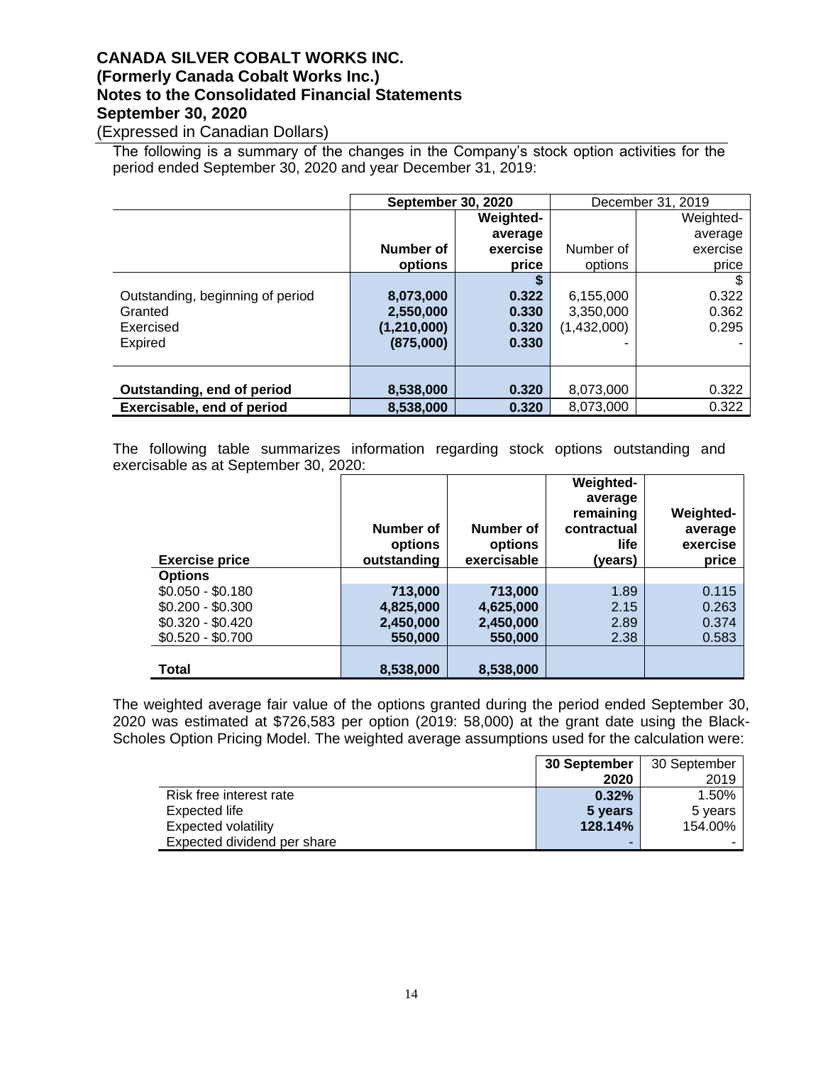# CANADA SILVER COBALT WORKS INC.
# (Formerly Canada Cobalt Works Inc.)
# Notes to the Consolidated Financial Statements
# September 30, 2020

(Expressed in Canadian Dollars)

The following is a summary of the changes in the Company's stock option activities for the period ended September 30, 2020 and year December 31, 2019:

| | **September 30, 2020** | | December 31, 2019 | |
|---|---|---|---|---|
| | **Number of options** | **Weighted-average exercise price** | Number of options | Weighted-average exercise price |
| | | **$** | | $ |
| Outstanding, beginning of period | **8,073,000** | **0.322** | 6,155,000 | 0.322 |
| Granted | **2,550,000** | **0.330** | 3,350,000 | 0.362 |
| Exercised | **(1,210,000)** | **0.320** | (1,432,000) | 0.295 |
| Expired | **(875,000)** | **0.330** | - | - |
| **Outstanding, end of period** | **8,538,000** | **0.320** | 8,073,000 | 0.322 |
| **Exercisable, end of period** | **8,538,000** | **0.320** | 8,073,000 | 0.322 |

The following table summarizes information regarding stock options outstanding and exercisable as at September 30, 2020:

| **Exercise price** | **Number of options outstanding** | **Number of options exercisable** | **Weighted-average remaining contractual life (years)** | **Weighted-average exercise price** |
|---|---|---|---|---|
| **Options** | | | | |
| \$0.050 - \$0.180 | **713,000** | **713,000** | 1.89 | 0.115 |
| \$0.200 - \$0.300 | **4,825,000** | **4,625,000** | 2.15 | 0.263 |
| \$0.320 - \$0.420 | **2,450,000** | **2,450,000** | 2.89 | 0.374 |
| \$0.520 - \$0.700 | **550,000** | **550,000** | 2.38 | 0.583 |
| **Total** | **8,538,000** | **8,538,000** | | |

The weighted average fair value of the options granted during the period ended September 30, 2020 was estimated at \$726,583 per option (2019: 58,000) at the grant date using the Black-Scholes Option Pricing Model. The weighted average assumptions used for the calculation were:

| | **30 September 2020** | 30 September 2019 |
|---|---|---|
| Risk free interest rate | **0.32%** | 1.50% |
| Expected life | **5 years** | 5 years |
| Expected volatility | **128.14%** | 154.00% |
| Expected dividend per share | **-** | - |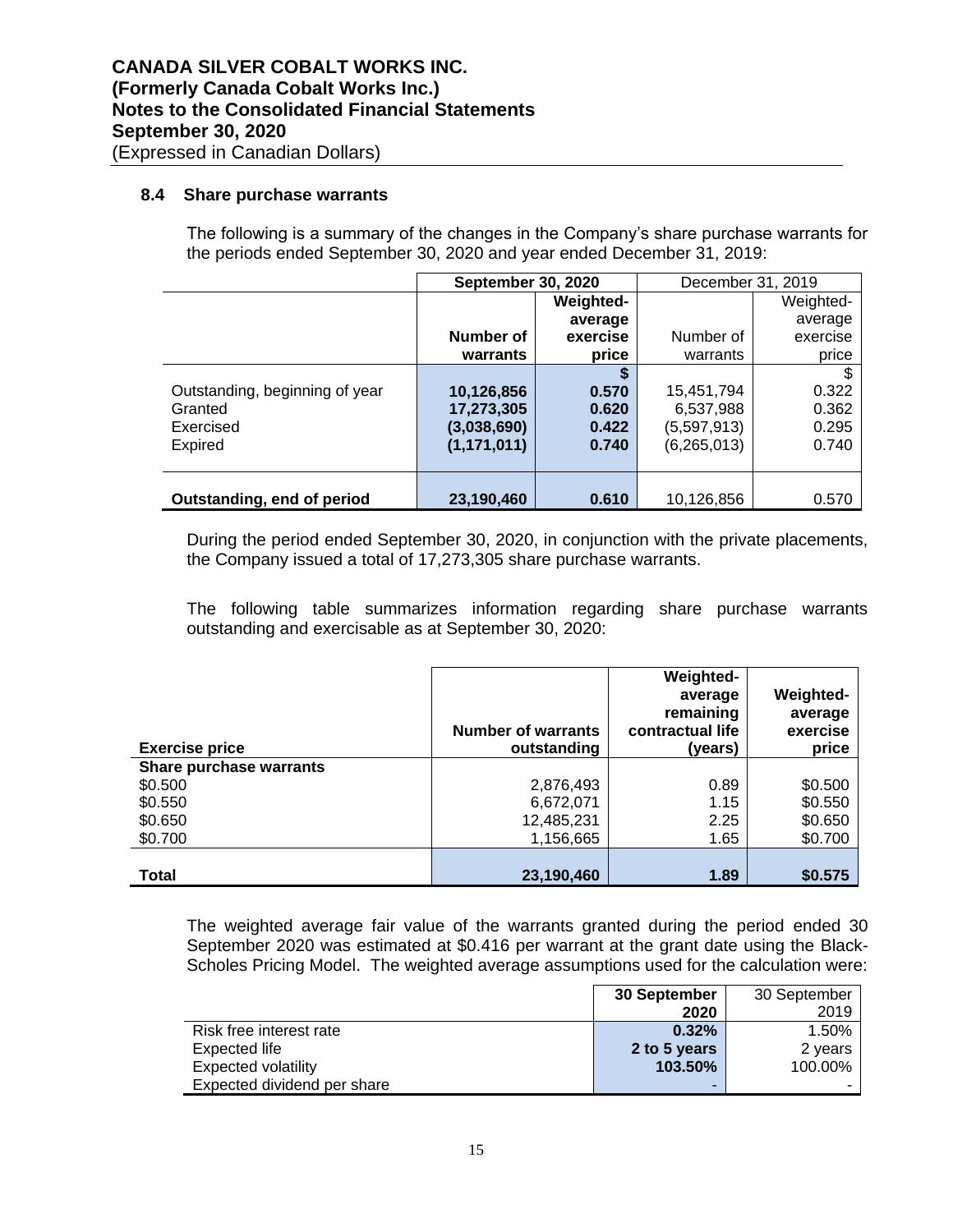### 8.4 Share purchase warrants

The following is a summary of the changes in the Company's share purchase warrants for the periods ended September 30, 2020 and year ended December 31, 2019:

| | **September 30, 2020** | | December 31, 2019 | |
|---|---|---|---|---|
| | **Number of warrants** | **Weighted-average exercise price** | Number of warrants | Weighted-average exercise price |
| | | **$** | | $ |
| Outstanding, beginning of year | **10,126,856** | **0.570** | 15,451,794 | 0.322 |
| Granted | **17,273,305** | **0.620** | 6,537,988 | 0.362 |
| Exercised | **(3,038,690)** | **0.422** | (5,597,913) | 0.295 |
| Expired | **(1,171,011)** | **0.740** | (6,265,013) | 0.740 |
| **Outstanding, end of period** | **23,190,460** | **0.610** | 10,126,856 | 0.570 |

During the period ended September 30, 2020, in conjunction with the private placements, the Company issued a total of 17,273,305 share purchase warrants.

The following table summarizes information regarding share purchase warrants outstanding and exercisable as at September 30, 2020:

| **Exercise price** | **Number of warrants outstanding** | **Weighted-average remaining contractual life (years)** | **Weighted-average exercise price** |
|---|---|---|---|
| **Share purchase warrants** | | | |
| $0.500 | 2,876,493 | 0.89 | $0.500 |
| $0.550 | 6,672,071 | 1.15 | $0.550 |
| $0.650 | 12,485,231 | 2.25 | $0.650 |
| $0.700 | 1,156,665 | 1.65 | $0.700 |
| **Total** | **23,190,460** | **1.89** | **$0.575** |

The weighted average fair value of the warrants granted during the period ended 30 September 2020 was estimated at $0.416 per warrant at the grant date using the Black-Scholes Pricing Model. The weighted average assumptions used for the calculation were:

| | **30 September 2020** | 30 September 2019 |
|---|---|---|
| Risk free interest rate | **0.32%** | 1.50% |
| Expected life | **2 to 5 years** | 2 years |
| Expected volatility | **103.50%** | 100.00% |
| Expected dividend per share | - | - |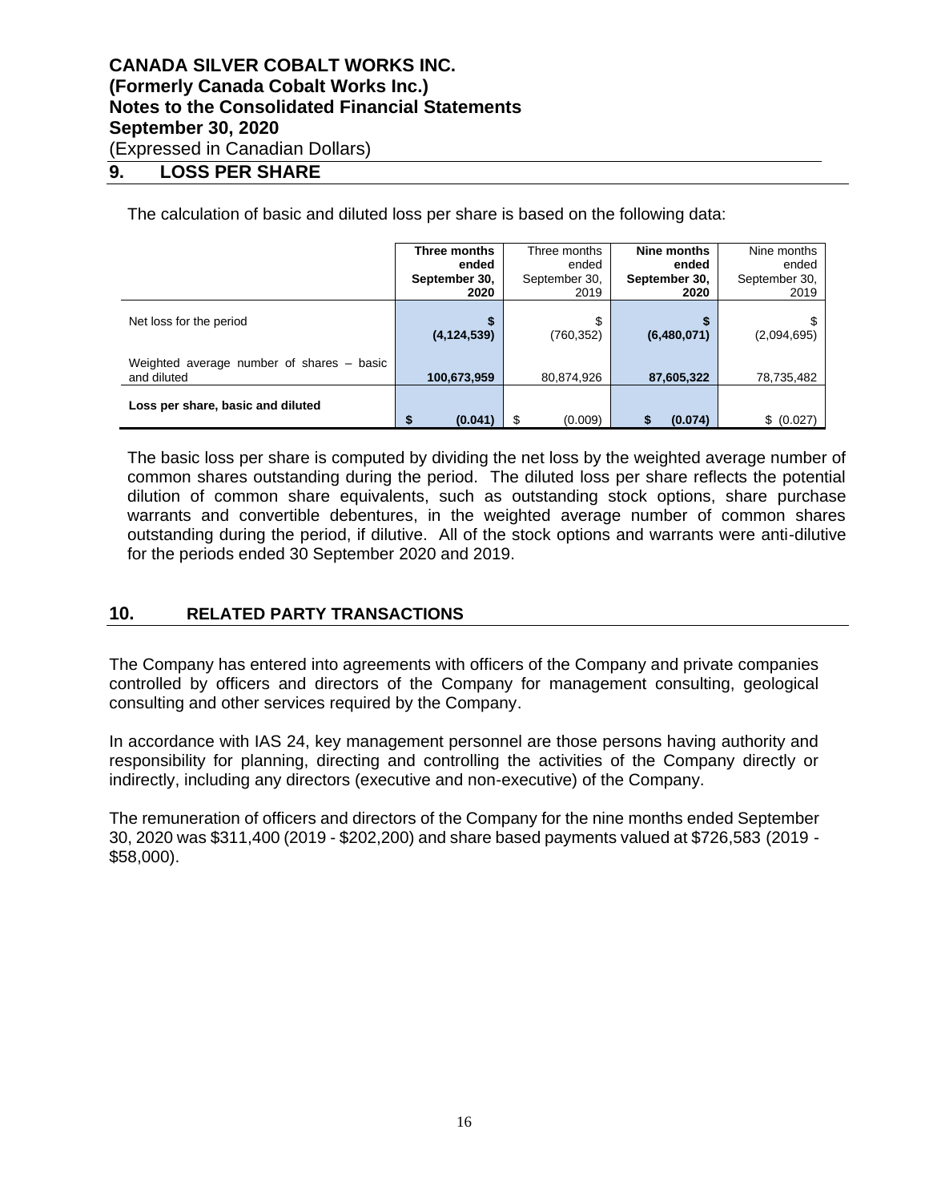**CANADA SILVER COBALT WORKS INC.**
**(Formerly Canada Cobalt Works Inc.)**
**Notes to the Consolidated Financial Statements**
**September 30, 2020**
(Expressed in Canadian Dollars)

## 9. LOSS PER SHARE

The calculation of basic and diluted loss per share is based on the following data:

| | **Three months ended September 30, 2020** | Three months ended September 30, 2019 | **Nine months ended September 30, 2020** | Nine months ended September 30, 2019 |
|---|---|---|---|---|
| Net loss for the period | **$ (4,124,539)** | $ (760,352) | **$ (6,480,071)** | $ (2,094,695) |
| Weighted average number of shares – basic and diluted | **100,673,959** | 80,874,926 | **87,605,322** | 78,735,482 |
| **Loss per share, basic and diluted** | **$ (0.041)** | $ (0.009) | **$ (0.074)** | $ (0.027) |

The basic loss per share is computed by dividing the net loss by the weighted average number of common shares outstanding during the period. The diluted loss per share reflects the potential dilution of common share equivalents, such as outstanding stock options, share purchase warrants and convertible debentures, in the weighted average number of common shares outstanding during the period, if dilutive. All of the stock options and warrants were anti-dilutive for the periods ended 30 September 2020 and 2019.

## 10. RELATED PARTY TRANSACTIONS

The Company has entered into agreements with officers of the Company and private companies controlled by officers and directors of the Company for management consulting, geological consulting and other services required by the Company.

In accordance with IAS 24, key management personnel are those persons having authority and responsibility for planning, directing and controlling the activities of the Company directly or indirectly, including any directors (executive and non-executive) of the Company.

The remuneration of officers and directors of the Company for the nine months ended September 30, 2020 was $311,400 (2019 - $202,200) and share based payments valued at $726,583 (2019 - $58,000).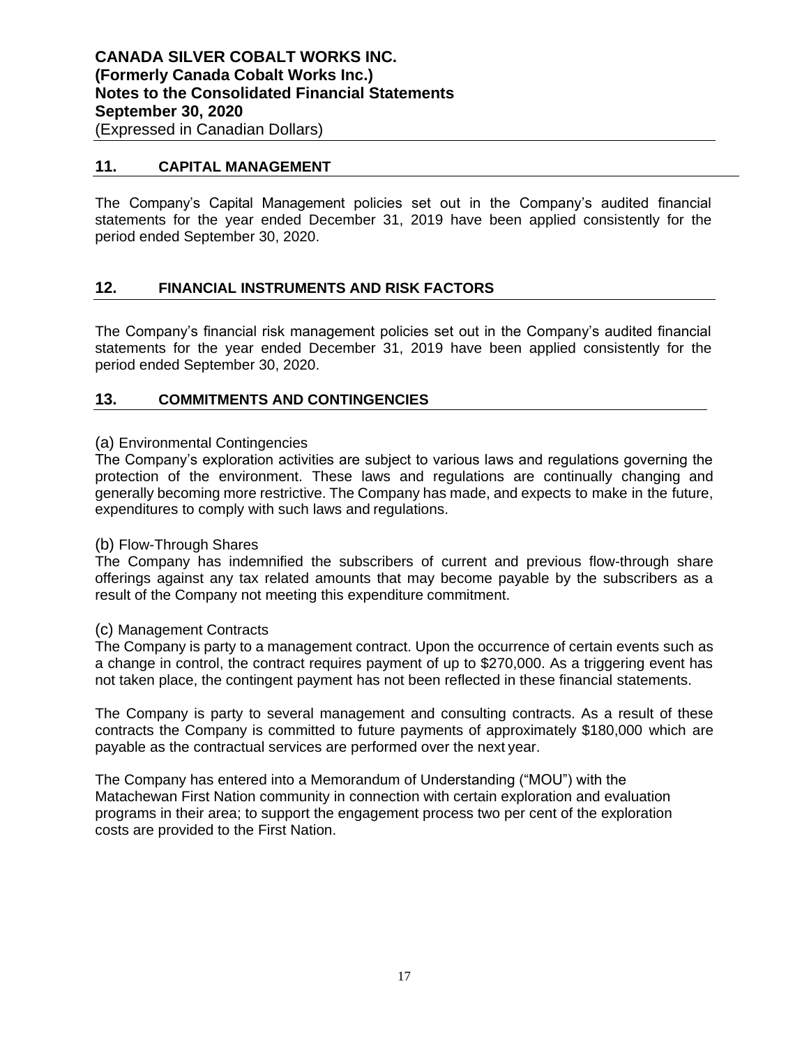## 11. CAPITAL MANAGEMENT

The Company's Capital Management policies set out in the Company's audited financial statements for the year ended December 31, 2019 have been applied consistently for the period ended September 30, 2020.

## 12. FINANCIAL INSTRUMENTS AND RISK FACTORS

The Company's financial risk management policies set out in the Company's audited financial statements for the year ended December 31, 2019 have been applied consistently for the period ended September 30, 2020.

## 13. COMMITMENTS AND CONTINGENCIES

(a) Environmental Contingencies

The Company's exploration activities are subject to various laws and regulations governing the protection of the environment. These laws and regulations are continually changing and generally becoming more restrictive. The Company has made, and expects to make in the future, expenditures to comply with such laws and regulations.

(b) Flow-Through Shares

The Company has indemnified the subscribers of current and previous flow-through share offerings against any tax related amounts that may become payable by the subscribers as a result of the Company not meeting this expenditure commitment.

(c) Management Contracts

The Company is party to a management contract. Upon the occurrence of certain events such as a change in control, the contract requires payment of up to $270,000. As a triggering event has not taken place, the contingent payment has not been reflected in these financial statements.

The Company is party to several management and consulting contracts. As a result of these contracts the Company is committed to future payments of approximately $180,000 which are payable as the contractual services are performed over the next year.

The Company has entered into a Memorandum of Understanding ("MOU") with the Matachewan First Nation community in connection with certain exploration and evaluation programs in their area; to support the engagement process two per cent of the exploration costs are provided to the First Nation.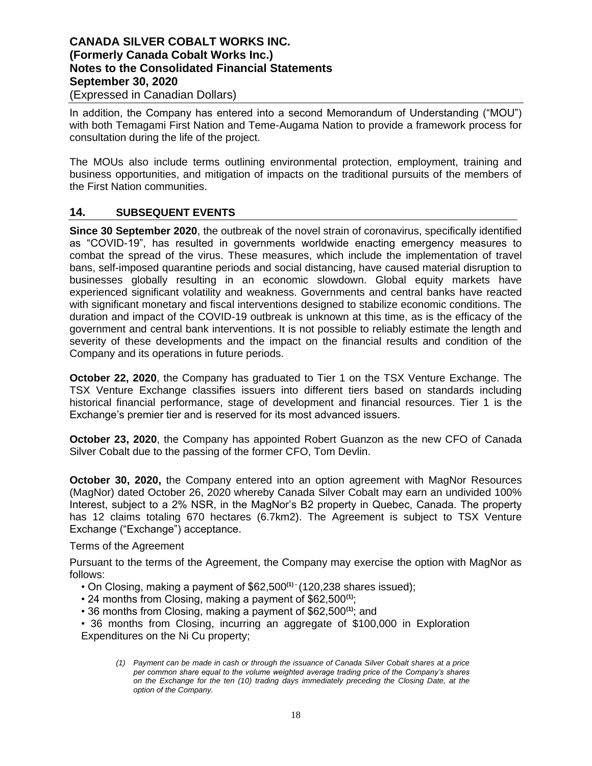In addition, the Company has entered into a second Memorandum of Understanding ("MOU") with both Temagami First Nation and Teme-Augama Nation to provide a framework process for consultation during the life of the project.

The MOUs also include terms outlining environmental protection, employment, training and business opportunities, and mitigation of impacts on the traditional pursuits of the members of the First Nation communities.

## 14. SUBSEQUENT EVENTS

**Since 30 September 2020**, the outbreak of the novel strain of coronavirus, specifically identified as "COVID-19", has resulted in governments worldwide enacting emergency measures to combat the spread of the virus. These measures, which include the implementation of travel bans, self-imposed quarantine periods and social distancing, have caused material disruption to businesses globally resulting in an economic slowdown. Global equity markets have experienced significant volatility and weakness. Governments and central banks have reacted with significant monetary and fiscal interventions designed to stabilize economic conditions. The duration and impact of the COVID-19 outbreak is unknown at this time, as is the efficacy of the government and central bank interventions. It is not possible to reliably estimate the length and severity of these developments and the impact on the financial results and condition of the Company and its operations in future periods.

**October 22, 2020**, the Company has graduated to Tier 1 on the TSX Venture Exchange. The TSX Venture Exchange classifies issuers into different tiers based on standards including historical financial performance, stage of development and financial resources. Tier 1 is the Exchange's premier tier and is reserved for its most advanced issuers.

**October 23, 2020**, the Company has appointed Robert Guanzon as the new CFO of Canada Silver Cobalt due to the passing of the former CFO, Tom Devlin.

**October 30, 2020,** the Company entered into an option agreement with MagNor Resources (MagNor) dated October 26, 2020 whereby Canada Silver Cobalt may earn an undivided 100% Interest, subject to a 2% NSR, in the MagNor's B2 property in Quebec, Canada. The property has 12 claims totaling 670 hectares (6.7km2). The Agreement is subject to TSX Venture Exchange ("Exchange") acceptance.

Terms of the Agreement

Pursuant to the terms of the Agreement, the Company may exercise the option with MagNor as follows:

- On Closing, making a payment of $62,500(1) - (120,238 shares issued);
- 24 months from Closing, making a payment of $62,500(1);
- 36 months from Closing, making a payment of $62,500(1); and
- 36 months from Closing, incurring an aggregate of $100,000 in Exploration Expenditures on the Ni Cu property;

*(1) Payment can be made in cash or through the issuance of Canada Silver Cobalt shares at a price per common share equal to the volume weighted average trading price of the Company's shares on the Exchange for the ten (10) trading days immediately preceding the Closing Date, at the option of the Company.*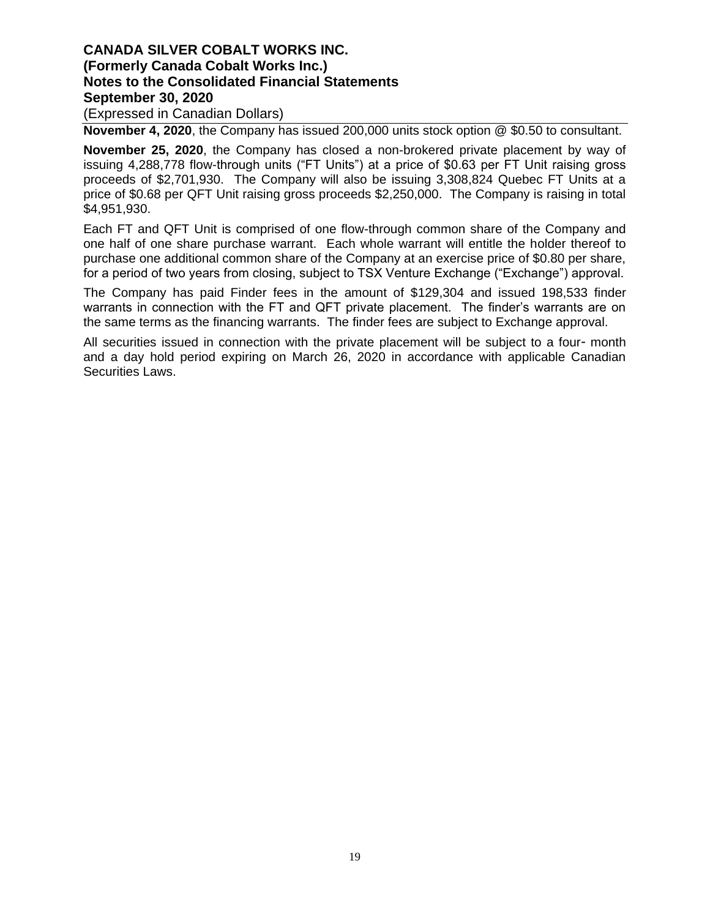**November 4, 2020**, the Company has issued 200,000 units stock option @ $0.50 to consultant.

**November 25, 2020**, the Company has closed a non-brokered private placement by way of issuing 4,288,778 flow-through units ("FT Units") at a price of $0.63 per FT Unit raising gross proceeds of $2,701,930. The Company will also be issuing 3,308,824 Quebec FT Units at a price of $0.68 per QFT Unit raising gross proceeds $2,250,000. The Company is raising in total $4,951,930.

Each FT and QFT Unit is comprised of one flow-through common share of the Company and one half of one share purchase warrant. Each whole warrant will entitle the holder thereof to purchase one additional common share of the Company at an exercise price of $0.80 per share, for a period of two years from closing, subject to TSX Venture Exchange ("Exchange") approval.

The Company has paid Finder fees in the amount of $129,304 and issued 198,533 finder warrants in connection with the FT and QFT private placement. The finder's warrants are on the same terms as the financing warrants. The finder fees are subject to Exchange approval.

All securities issued in connection with the private placement will be subject to a four- month and a day hold period expiring on March 26, 2020 in accordance with applicable Canadian Securities Laws.